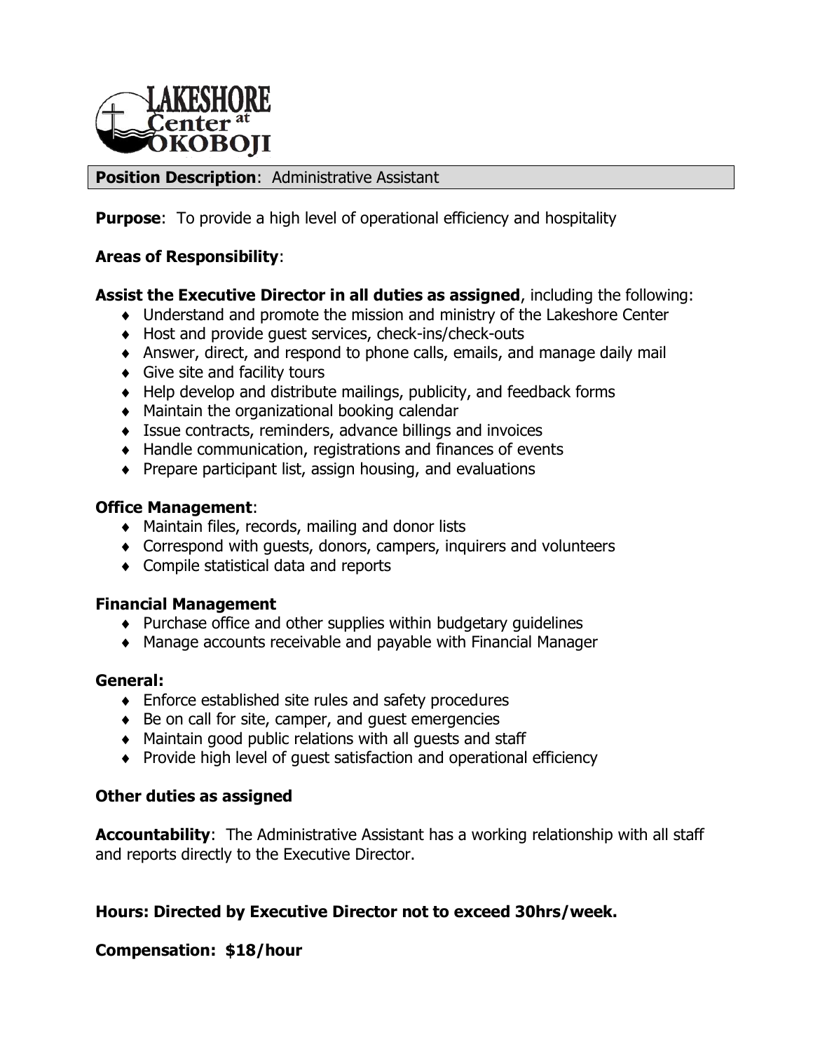LAKESHORE Center at OKOBOJI

**Position Description**: Administrative Assistant

**Purpose**: To provide a high level of operational efficiency and hospitality

**Areas of Responsibility**:

**Assist the Executive Director in all duties as assigned**, including the following:

- Understand and promote the mission and ministry of the Lakeshore Center
- Host and provide guest services, check-ins/check-outs
- Answer, direct, and respond to phone calls, emails, and manage daily mail
- Give site and facility tours
- Help develop and distribute mailings, publicity, and feedback forms
- Maintain the organizational booking calendar
- Issue contracts, reminders, advance billings and invoices
- Handle communication, registrations and finances of events
- Prepare participant list, assign housing, and evaluations

**Office Management**:

- Maintain files, records, mailing and donor lists
- Correspond with guests, donors, campers, inquirers and volunteers
- Compile statistical data and reports

**Financial Management**

- Purchase office and other supplies within budgetary guidelines
- Manage accounts receivable and payable with Financial Manager

**General:**

- Enforce established site rules and safety procedures
- Be on call for site, camper, and guest emergencies
- Maintain good public relations with all guests and staff
- Provide high level of guest satisfaction and operational efficiency

**Other duties as assigned**

**Accountability**: The Administrative Assistant has a working relationship with all staff and reports directly to the Executive Director.

**Hours: Directed by Executive Director not to exceed 30hrs/week.**

**Compensation: $18/hour**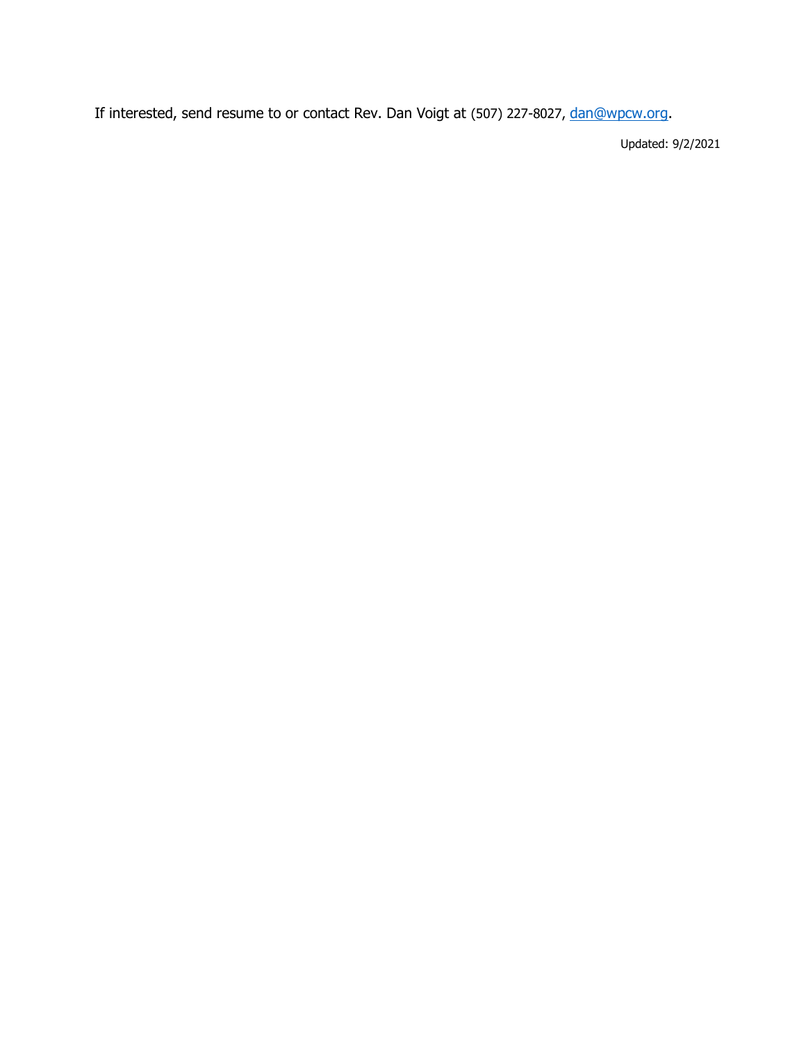If interested, send resume to or contact Rev. Dan Voigt at (507) 227-8027, dan@wpcw.org.

Updated: 9/2/2021